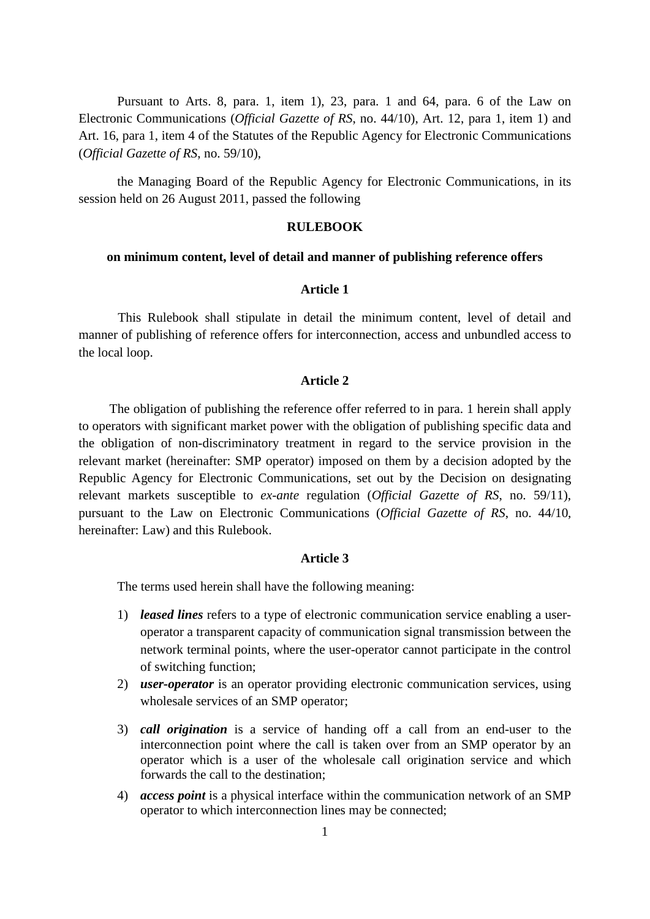Pursuant to Arts. 8, para. 1, item 1), 23, para. 1 and 64, para. 6 of the Law on Electronic Communications (*Official Gazette of RS*, no. 44/10), Art. 12, para 1, item 1) and Art. 16, para 1, item 4 of the Statutes of the Republic Agency for Electronic Communications (*Official Gazette of RS*, no. 59/10),

the Managing Board of the Republic Agency for Electronic Communications, in its session held on 26 August 2011, passed the following

# RULEBOOK

## on minimum content, level of detail and manner of publishing reference offers

### Article 1

This Rulebook shall stipulate in detail the minimum content, level of detail and manner of publishing of reference offers for interconnection, access and unbundled access to the local loop.

### Article 2

The obligation of publishing the reference offer referred to in para. 1 herein shall apply to operators with significant market power with the obligation of publishing specific data and the obligation of non-discriminatory treatment in regard to the service provision in the relevant market (hereinafter: SMP operator) imposed on them by a decision adopted by the Republic Agency for Electronic Communications, set out by the Decision on designating relevant markets susceptible to *ex-ante* regulation (*Official Gazette of RS*, no. 59/11), pursuant to the Law on Electronic Communications (*Official Gazette of RS*, no. 44/10, hereinafter: Law) and this Rulebook.

### Article 3

The terms used herein shall have the following meaning:

1) ***leased lines*** refers to a type of electronic communication service enabling a user-operator a transparent capacity of communication signal transmission between the network terminal points, where the user-operator cannot participate in the control of switching function;
2) ***user-operator*** is an operator providing electronic communication services, using wholesale services of an SMP operator;
3) ***call origination*** is a service of handing off a call from an end-user to the interconnection point where the call is taken over from an SMP operator by an operator which is a user of the wholesale call origination service and which forwards the call to the destination;
4) ***access point*** is a physical interface within the communication network of an SMP operator to which interconnection lines may be connected;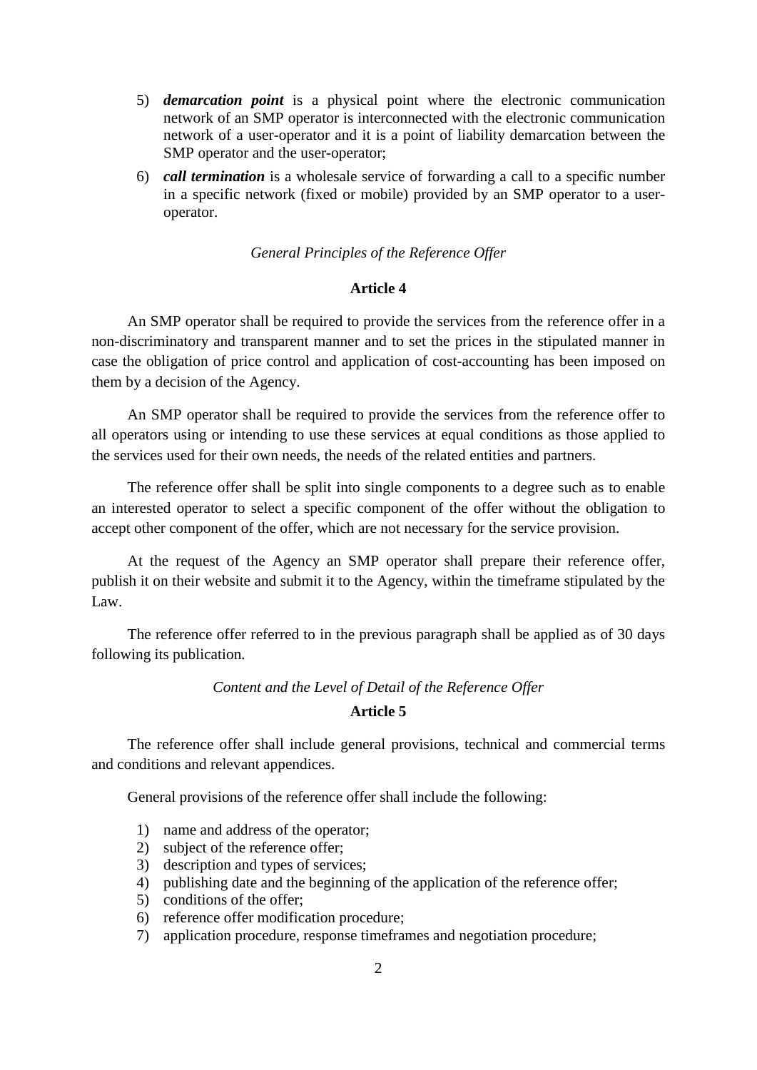5) ***demarcation point*** is a physical point where the electronic communication network of an SMP operator is interconnected with the electronic communication network of a user-operator and it is a point of liability demarcation between the SMP operator and the user-operator;
6) ***call termination*** is a wholesale service of forwarding a call to a specific number in a specific network (fixed or mobile) provided by an SMP operator to a user-operator.

*General Principles of the Reference Offer*

**Article 4**

An SMP operator shall be required to provide the services from the reference offer in a non-discriminatory and transparent manner and to set the prices in the stipulated manner in case the obligation of price control and application of cost-accounting has been imposed on them by a decision of the Agency.

An SMP operator shall be required to provide the services from the reference offer to all operators using or intending to use these services at equal conditions as those applied to the services used for their own needs, the needs of the related entities and partners.

The reference offer shall be split into single components to a degree such as to enable an interested operator to select a specific component of the offer without the obligation to accept other component of the offer, which are not necessary for the service provision.

At the request of the Agency an SMP operator shall prepare their reference offer, publish it on their website and submit it to the Agency, within the timeframe stipulated by the Law.

The reference offer referred to in the previous paragraph shall be applied as of 30 days following its publication.

*Content and the Level of Detail of the Reference Offer*

**Article 5**

The reference offer shall include general provisions, technical and commercial terms and conditions and relevant appendices.

General provisions of the reference offer shall include the following:

1) name and address of the operator;
2) subject of the reference offer;
3) description and types of services;
4) publishing date and the beginning of the application of the reference offer;
5) conditions of the offer;
6) reference offer modification procedure;
7) application procedure, response timeframes and negotiation procedure;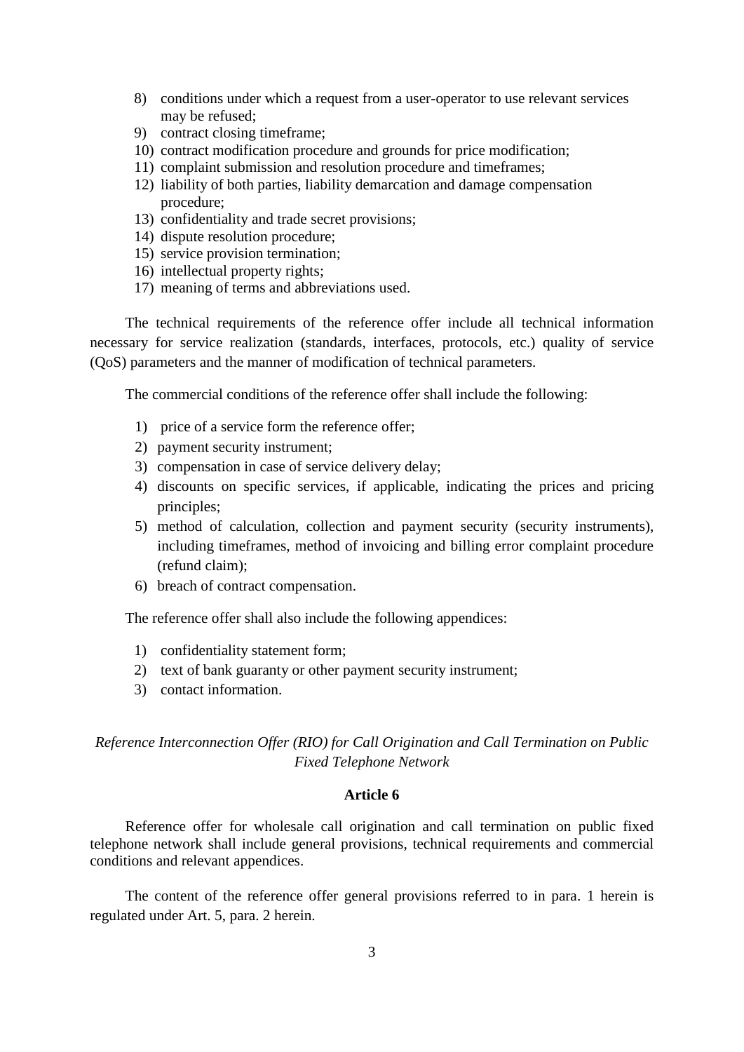8) conditions under which a request from a user-operator to use relevant services may be refused;
9) contract closing timeframe;
10) contract modification procedure and grounds for price modification;
11) complaint submission and resolution procedure and timeframes;
12) liability of both parties, liability demarcation and damage compensation procedure;
13) confidentiality and trade secret provisions;
14) dispute resolution procedure;
15) service provision termination;
16) intellectual property rights;
17) meaning of terms and abbreviations used.

The technical requirements of the reference offer include all technical information necessary for service realization (standards, interfaces, protocols, etc.) quality of service (QoS) parameters and the manner of modification of technical parameters.

The commercial conditions of the reference offer shall include the following:

1) price of a service form the reference offer;
2) payment security instrument;
3) compensation in case of service delivery delay;
4) discounts on specific services, if applicable, indicating the prices and pricing principles;
5) method of calculation, collection and payment security (security instruments), including timeframes, method of invoicing and billing error complaint procedure (refund claim);
6) breach of contract compensation.

The reference offer shall also include the following appendices:

1) confidentiality statement form;
2) text of bank guaranty or other payment security instrument;
3) contact information.

*Reference Interconnection Offer (RIO) for Call Origination and Call Termination on Public Fixed Telephone Network*

**Article 6**

Reference offer for wholesale call origination and call termination on public fixed telephone network shall include general provisions, technical requirements and commercial conditions and relevant appendices.

The content of the reference offer general provisions referred to in para. 1 herein is regulated under Art. 5, para. 2 herein.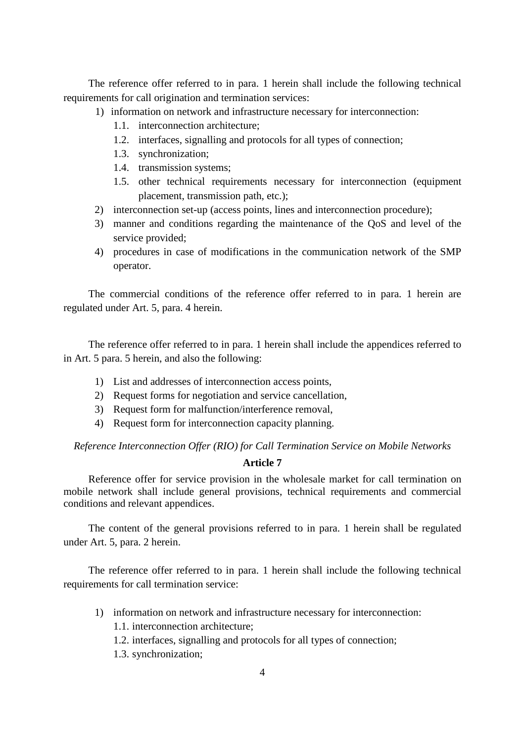The reference offer referred to in para. 1 herein shall include the following technical requirements for call origination and termination services:

1) information on network and infrastructure necessary for interconnection:
    1.1. interconnection architecture;
    1.2. interfaces, signalling and protocols for all types of connection;
    1.3. synchronization;
    1.4. transmission systems;
    1.5. other technical requirements necessary for interconnection (equipment placement, transmission path, etc.);
2) interconnection set-up (access points, lines and interconnection procedure);
3) manner and conditions regarding the maintenance of the QoS and level of the service provided;
4) procedures in case of modifications in the communication network of the SMP operator.

The commercial conditions of the reference offer referred to in para. 1 herein are regulated under Art. 5, para. 4 herein.

The reference offer referred to in para. 1 herein shall include the appendices referred to in Art. 5 para. 5 herein, and also the following:

1) List and addresses of interconnection access points,
2) Request forms for negotiation and service cancellation,
3) Request form for malfunction/interference removal,
4) Request form for interconnection capacity planning.

*Reference Interconnection Offer (RIO) for Call Termination Service on Mobile Networks*

**Article 7**

Reference offer for service provision in the wholesale market for call termination on mobile network shall include general provisions, technical requirements and commercial conditions and relevant appendices.

The content of the general provisions referred to in para. 1 herein shall be regulated under Art. 5, para. 2 herein.

The reference offer referred to in para. 1 herein shall include the following technical requirements for call termination service:

1) information on network and infrastructure necessary for interconnection:
    1.1. interconnection architecture;
    1.2. interfaces, signalling and protocols for all types of connection;
    1.3. synchronization;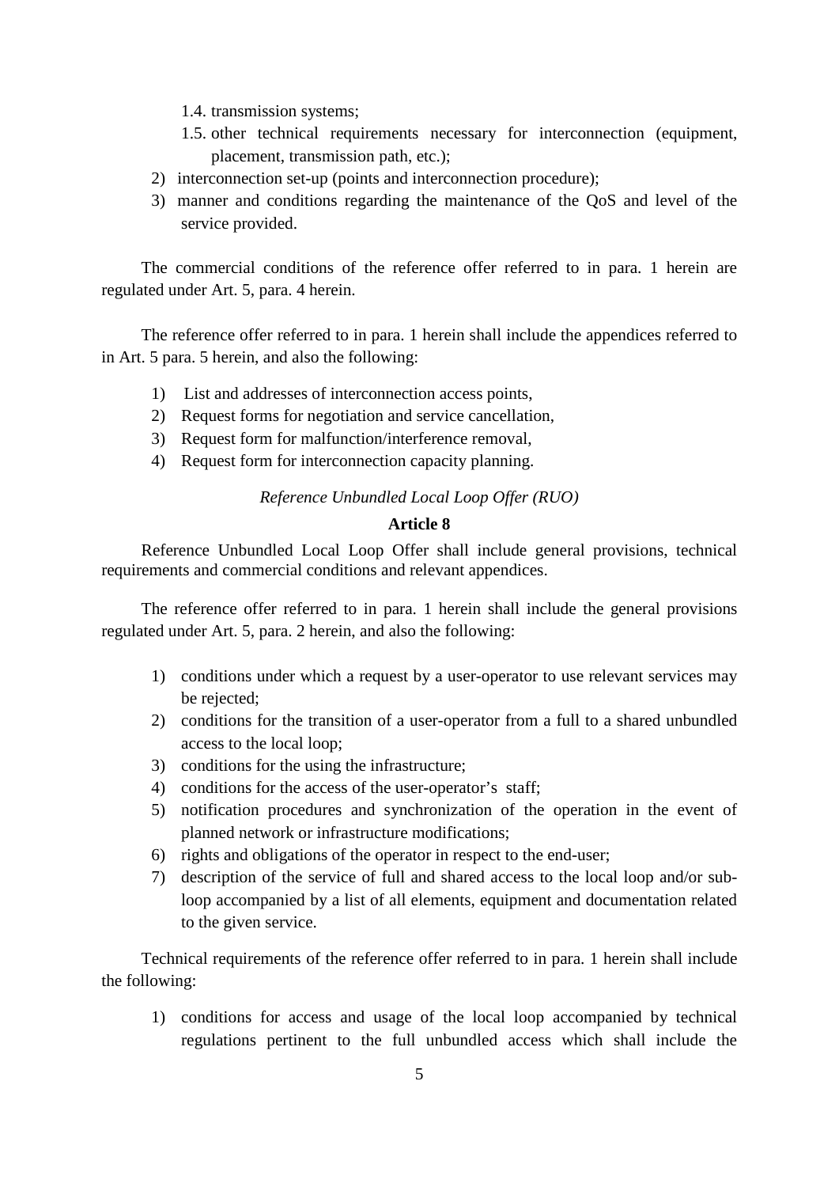1.4. transmission systems;
   1.5. other technical requirements necessary for interconnection (equipment, placement, transmission path, etc.);

2) interconnection set-up (points and interconnection procedure);
3) manner and conditions regarding the maintenance of the QoS and level of the service provided.

The commercial conditions of the reference offer referred to in para. 1 herein are regulated under Art. 5, para. 4 herein.

The reference offer referred to in para. 1 herein shall include the appendices referred to in Art. 5 para. 5 herein, and also the following:

1) List and addresses of interconnection access points,
2) Request forms for negotiation and service cancellation,
3) Request form for malfunction/interference removal,
4) Request form for interconnection capacity planning.

*Reference Unbundled Local Loop Offer (RUO)*

**Article 8**

Reference Unbundled Local Loop Offer shall include general provisions, technical requirements and commercial conditions and relevant appendices.

The reference offer referred to in para. 1 herein shall include the general provisions regulated under Art. 5, para. 2 herein, and also the following:

1) conditions under which a request by a user-operator to use relevant services may be rejected;
2) conditions for the transition of a user-operator from a full to a shared unbundled access to the local loop;
3) conditions for the using the infrastructure;
4) conditions for the access of the user-operator's staff;
5) notification procedures and synchronization of the operation in the event of planned network or infrastructure modifications;
6) rights and obligations of the operator in respect to the end-user;
7) description of the service of full and shared access to the local loop and/or sub-loop accompanied by a list of all elements, equipment and documentation related to the given service.

Technical requirements of the reference offer referred to in para. 1 herein shall include the following:

1) conditions for access and usage of the local loop accompanied by technical regulations pertinent to the full unbundled access which shall include the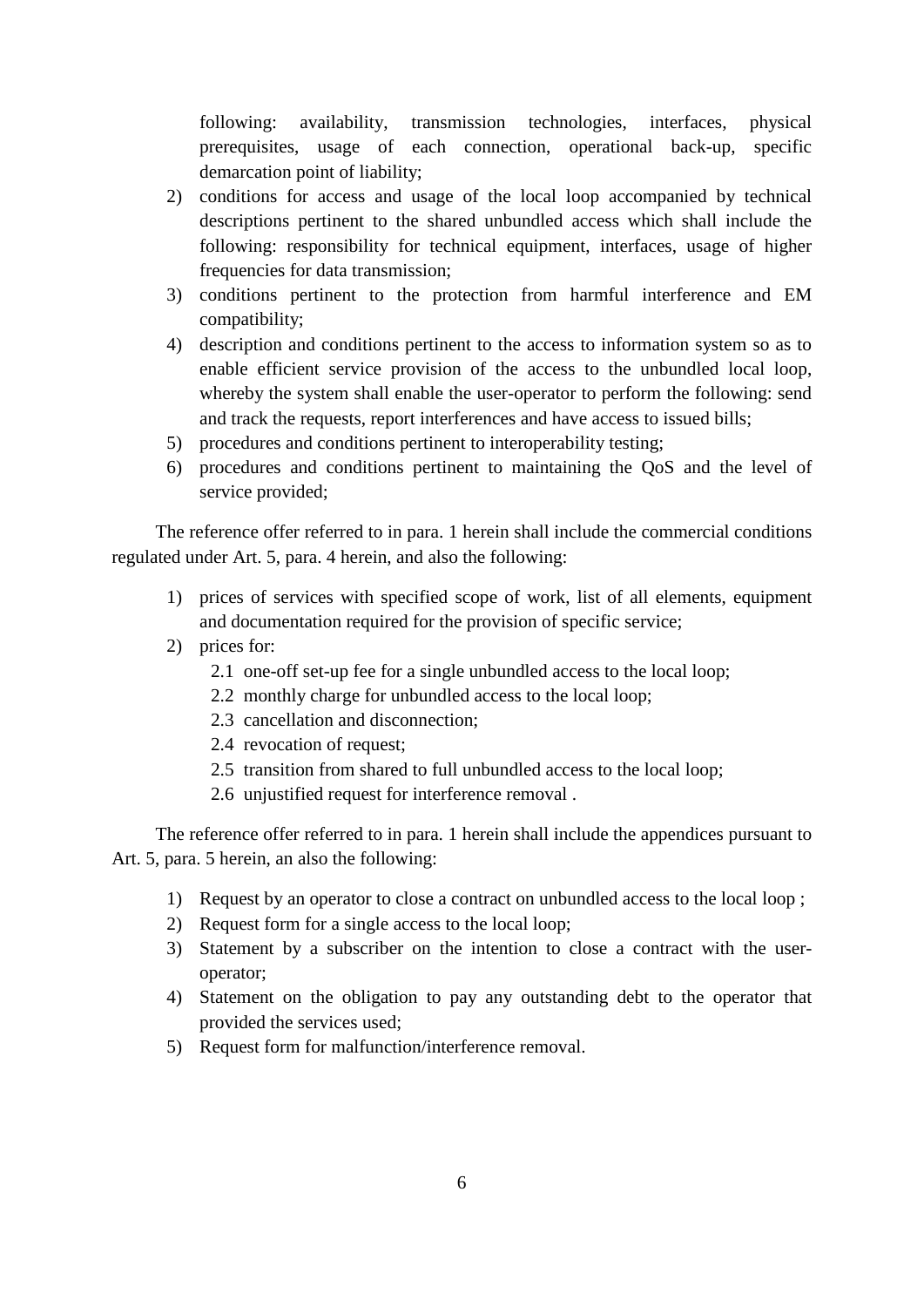following: availability, transmission technologies, interfaces, physical prerequisites, usage of each connection, operational back-up, specific demarcation point of liability;

2) conditions for access and usage of the local loop accompanied by technical descriptions pertinent to the shared unbundled access which shall include the following: responsibility for technical equipment, interfaces, usage of higher frequencies for data transmission;
3) conditions pertinent to the protection from harmful interference and EM compatibility;
4) description and conditions pertinent to the access to information system so as to enable efficient service provision of the access to the unbundled local loop, whereby the system shall enable the user-operator to perform the following: send and track the requests, report interferences and have access to issued bills;
5) procedures and conditions pertinent to interoperability testing;
6) procedures and conditions pertinent to maintaining the QoS and the level of service provided;

The reference offer referred to in para. 1 herein shall include the commercial conditions regulated under Art. 5, para. 4 herein, and also the following:

1) prices of services with specified scope of work, list of all elements, equipment and documentation required for the provision of specific service;
2) prices for:
   2.1 one-off set-up fee for a single unbundled access to the local loop;
   2.2 monthly charge for unbundled access to the local loop;
   2.3 cancellation and disconnection;
   2.4 revocation of request;
   2.5 transition from shared to full unbundled access to the local loop;
   2.6 unjustified request for interference removal .

The reference offer referred to in para. 1 herein shall include the appendices pursuant to Art. 5, para. 5 herein, an also the following:

1) Request by an operator to close a contract on unbundled access to the local loop ;
2) Request form for a single access to the local loop;
3) Statement by a subscriber on the intention to close a contract with the user-operator;
4) Statement on the obligation to pay any outstanding debt to the operator that provided the services used;
5) Request form for malfunction/interference removal.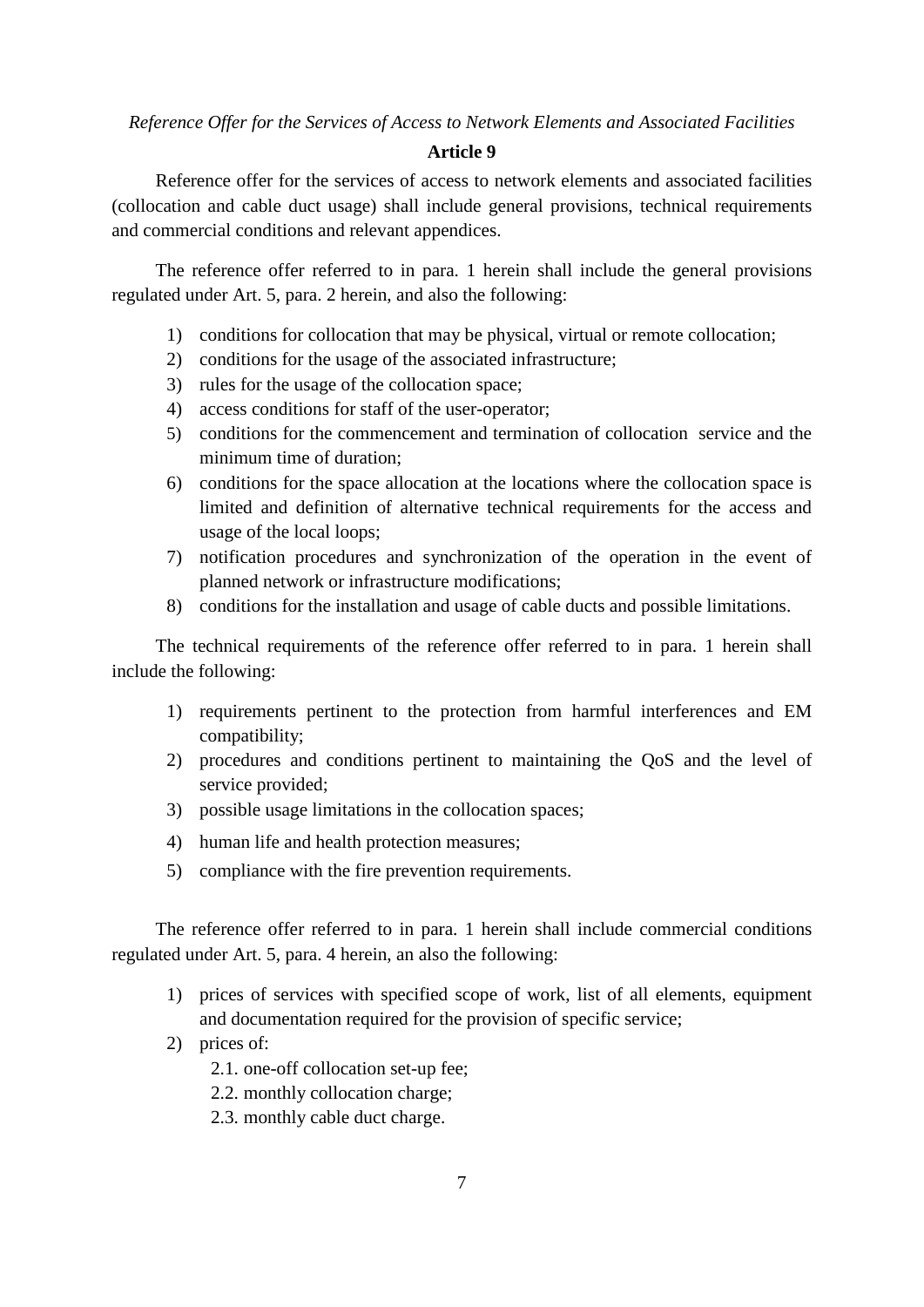*Reference Offer for the Services of Access to Network Elements and Associated Facilities*

**Article 9**

Reference offer for the services of access to network elements and associated facilities (collocation and cable duct usage) shall include general provisions, technical requirements and commercial conditions and relevant appendices.

The reference offer referred to in para. 1 herein shall include the general provisions regulated under Art. 5, para. 2 herein, and also the following:

1) conditions for collocation that may be physical, virtual or remote collocation;
2) conditions for the usage of the associated infrastructure;
3) rules for the usage of the collocation space;
4) access conditions for staff of the user-operator;
5) conditions for the commencement and termination of collocation service and the minimum time of duration;
6) conditions for the space allocation at the locations where the collocation space is limited and definition of alternative technical requirements for the access and usage of the local loops;
7) notification procedures and synchronization of the operation in the event of planned network or infrastructure modifications;
8) conditions for the installation and usage of cable ducts and possible limitations.

The technical requirements of the reference offer referred to in para. 1 herein shall include the following:

1) requirements pertinent to the protection from harmful interferences and EM compatibility;
2) procedures and conditions pertinent to maintaining the QoS and the level of service provided;
3) possible usage limitations in the collocation spaces;
4) human life and health protection measures;
5) compliance with the fire prevention requirements.

The reference offer referred to in para. 1 herein shall include commercial conditions regulated under Art. 5, para. 4 herein, an also the following:

1) prices of services with specified scope of work, list of all elements, equipment and documentation required for the provision of specific service;
2) prices of:
   2.1. one-off collocation set-up fee;
   2.2. monthly collocation charge;
   2.3. monthly cable duct charge.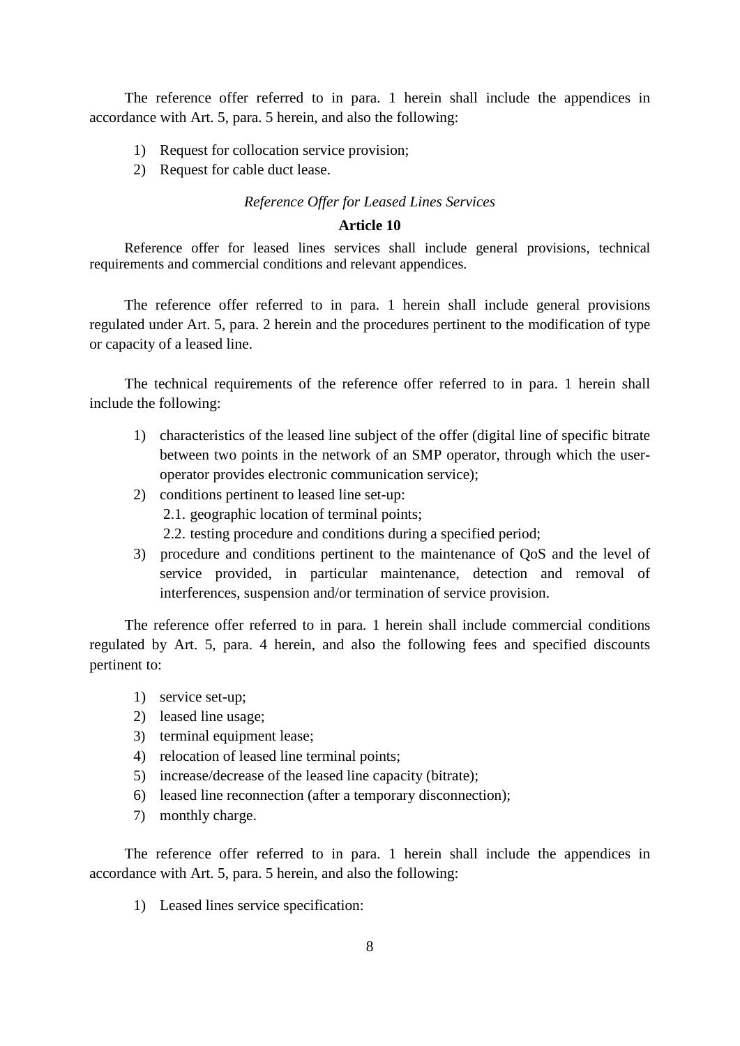The reference offer referred to in para. 1 herein shall include the appendices in accordance with Art. 5, para. 5 herein, and also the following:

1) Request for collocation service provision;
2) Request for cable duct lease.

*Reference Offer for Leased Lines Services*

**Article 10**

Reference offer for leased lines services shall include general provisions, technical requirements and commercial conditions and relevant appendices.

The reference offer referred to in para. 1 herein shall include general provisions regulated under Art. 5, para. 2 herein and the procedures pertinent to the modification of type or capacity of a leased line.

The technical requirements of the reference offer referred to in para. 1 herein shall include the following:

1) characteristics of the leased line subject of the offer (digital line of specific bitrate between two points in the network of an SMP operator, through which the user-operator provides electronic communication service);
2) conditions pertinent to leased line set-up:
   2.1. geographic location of terminal points;
   2.2. testing procedure and conditions during a specified period;
3) procedure and conditions pertinent to the maintenance of QoS and the level of service provided, in particular maintenance, detection and removal of interferences, suspension and/or termination of service provision.

The reference offer referred to in para. 1 herein shall include commercial conditions regulated by Art. 5, para. 4 herein, and also the following fees and specified discounts pertinent to:

1) service set-up;
2) leased line usage;
3) terminal equipment lease;
4) relocation of leased line terminal points;
5) increase/decrease of the leased line capacity (bitrate);
6) leased line reconnection (after a temporary disconnection);
7) monthly charge.

The reference offer referred to in para. 1 herein shall include the appendices in accordance with Art. 5, para. 5 herein, and also the following:

1) Leased lines service specification: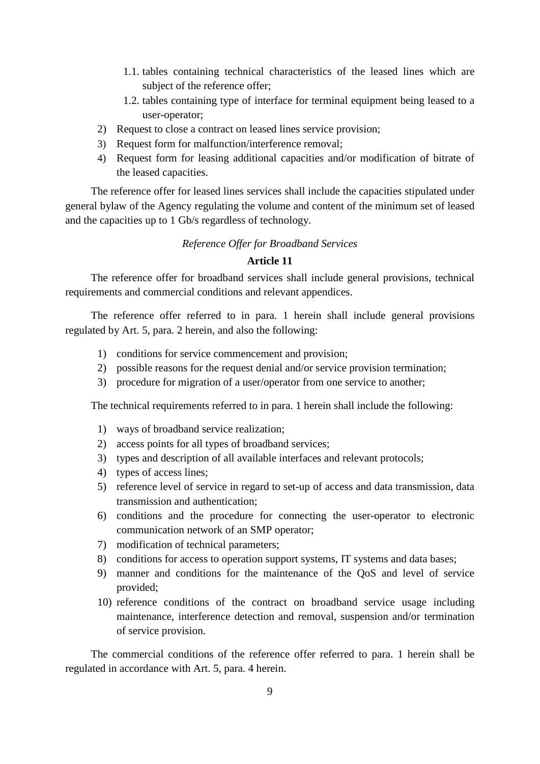1.1. tables containing technical characteristics of the leased lines which are subject of the reference offer;
   1.2. tables containing type of interface for terminal equipment being leased to a user-operator;
2) Request to close a contract on leased lines service provision;
3) Request form for malfunction/interference removal;
4) Request form for leasing additional capacities and/or modification of bitrate of the leased capacities.

The reference offer for leased lines services shall include the capacities stipulated under general bylaw of the Agency regulating the volume and content of the minimum set of leased and the capacities up to 1 Gb/s regardless of technology.

*Reference Offer for Broadband Services*

**Article 11**

The reference offer for broadband services shall include general provisions, technical requirements and commercial conditions and relevant appendices.

The reference offer referred to in para. 1 herein shall include general provisions regulated by Art. 5, para. 2 herein, and also the following:

1) conditions for service commencement and provision;
2) possible reasons for the request denial and/or service provision termination;
3) procedure for migration of a user/operator from one service to another;

The technical requirements referred to in para. 1 herein shall include the following:

1) ways of broadband service realization;
2) access points for all types of broadband services;
3) types and description of all available interfaces and relevant protocols;
4) types of access lines;
5) reference level of service in regard to set-up of access and data transmission, data transmission and authentication;
6) conditions and the procedure for connecting the user-operator to electronic communication network of an SMP operator;
7) modification of technical parameters;
8) conditions for access to operation support systems, IT systems and data bases;
9) manner and conditions for the maintenance of the QoS and level of service provided;
10) reference conditions of the contract on broadband service usage including maintenance, interference detection and removal, suspension and/or termination of service provision.

The commercial conditions of the reference offer referred to para. 1 herein shall be regulated in accordance with Art. 5, para. 4 herein.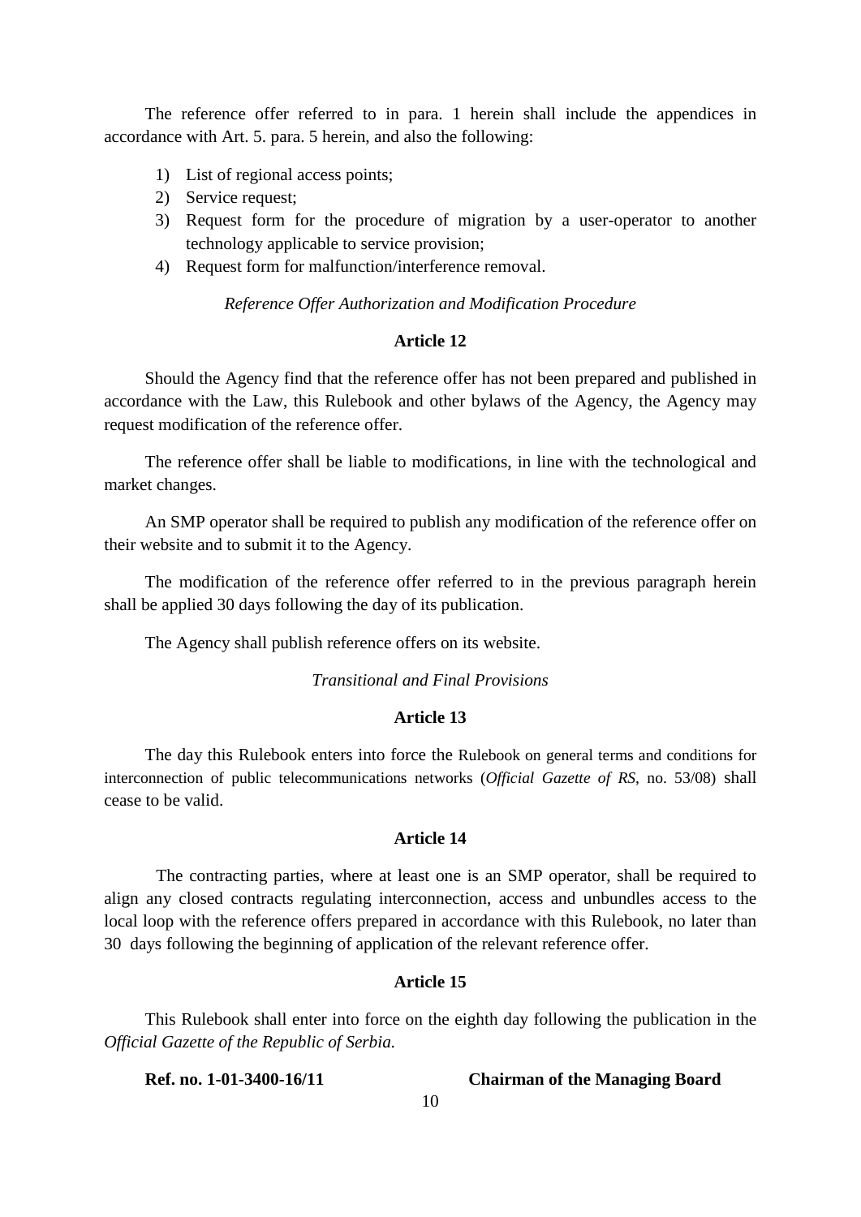The reference offer referred to in para. 1 herein shall include the appendices in accordance with Art. 5. para. 5 herein, and also the following:

1) List of regional access points;
2) Service request;
3) Request form for the procedure of migration by a user-operator to another technology applicable to service provision;
4) Request form for malfunction/interference removal.

*Reference Offer Authorization and Modification Procedure*

**Article 12**

Should the Agency find that the reference offer has not been prepared and published in accordance with the Law, this Rulebook and other bylaws of the Agency, the Agency may request modification of the reference offer.

The reference offer shall be liable to modifications, in line with the technological and market changes.

An SMP operator shall be required to publish any modification of the reference offer on their website and to submit it to the Agency.

The modification of the reference offer referred to in the previous paragraph herein shall be applied 30 days following the day of its publication.

The Agency shall publish reference offers on its website.

*Transitional and Final Provisions*

**Article 13**

The day this Rulebook enters into force the Rulebook on general terms and conditions for interconnection of public telecommunications networks (*Official Gazette of RS*, no. 53/08) shall cease to be valid.

**Article 14**

The contracting parties, where at least one is an SMP operator, shall be required to align any closed contracts regulating interconnection, access and unbundles access to the local loop with the reference offers prepared in accordance with this Rulebook, no later than 30 days following the beginning of application of the relevant reference offer.

**Article 15**

This Rulebook shall enter into force on the eighth day following the publication in the *Official Gazette of the Republic of Serbia.*

**Ref. no. 1-01-3400-16/11** **Chairman of the Managing Board**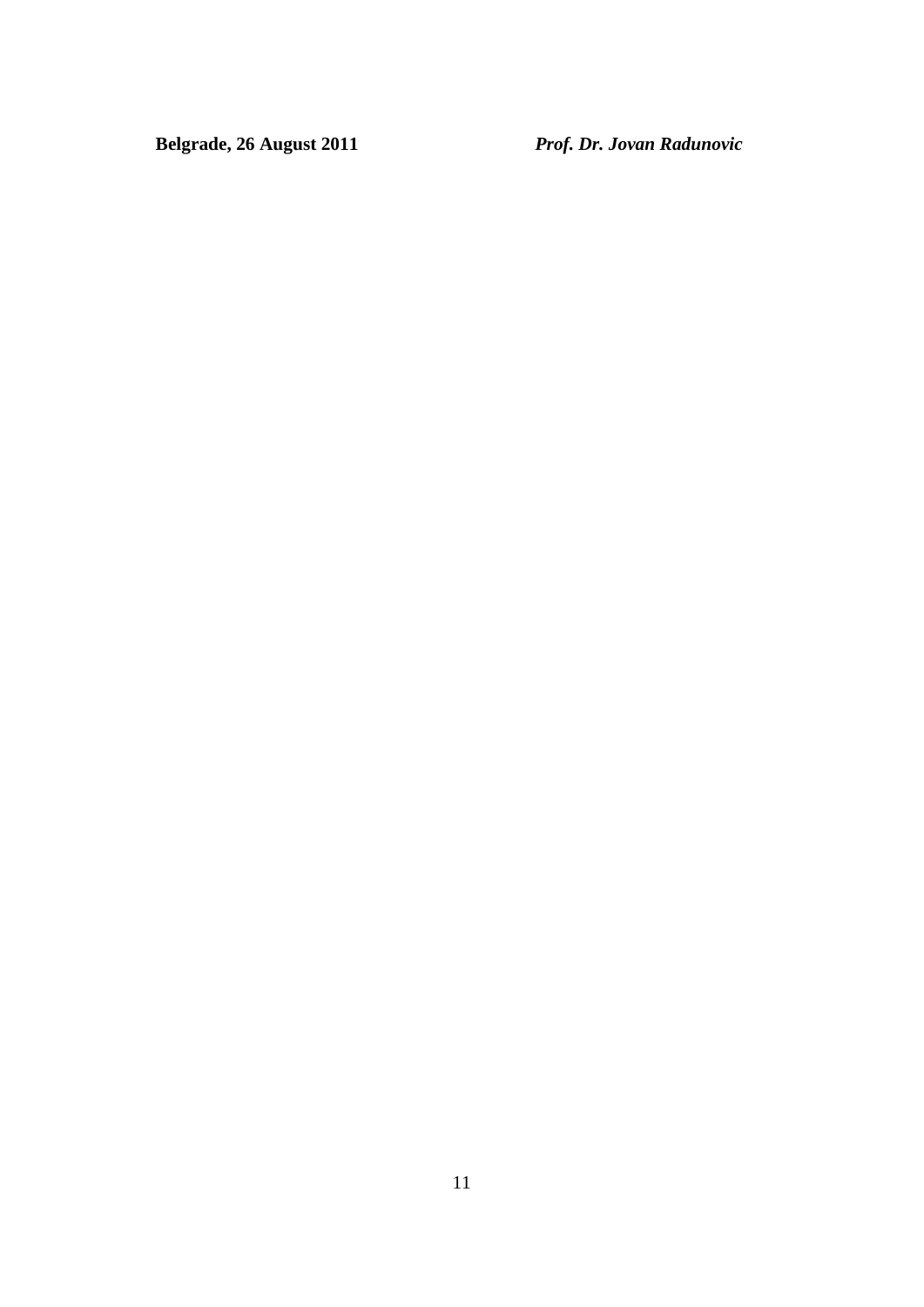**Belgrade, 26 August 2011** ***Prof. Dr. Jovan Radunovic***